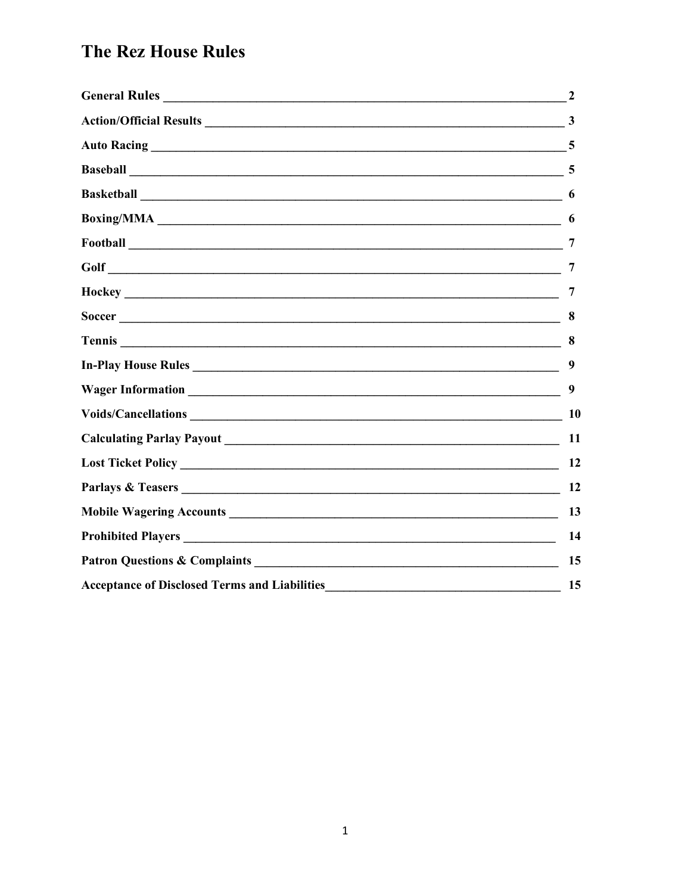# The Rez House Rules

| Section | Page |
| --- | --- |
| **General Rules** | **2** |
| **Action/Official Results** | **3** |
| **Auto Racing** | **5** |
| **Baseball** | **5** |
| **Basketball** | **6** |
| **Boxing/MMA** | **6** |
| **Football** | **7** |
| **Golf** | **7** |
| **Hockey** | **7** |
| **Soccer** | **8** |
| **Tennis** | **8** |
| **In-Play House Rules** | **9** |
| **Wager Information** | **9** |
| **Voids/Cancellations** | **10** |
| **Calculating Parlay Payout** | **11** |
| **Lost Ticket Policy** | **12** |
| **Parlays & Teasers** | **12** |
| **Mobile Wagering Accounts** | **13** |
| **Prohibited Players** | **14** |
| **Patron Questions & Complaints** | **15** |
| **Acceptance of Disclosed Terms and Liabilities** | **15** |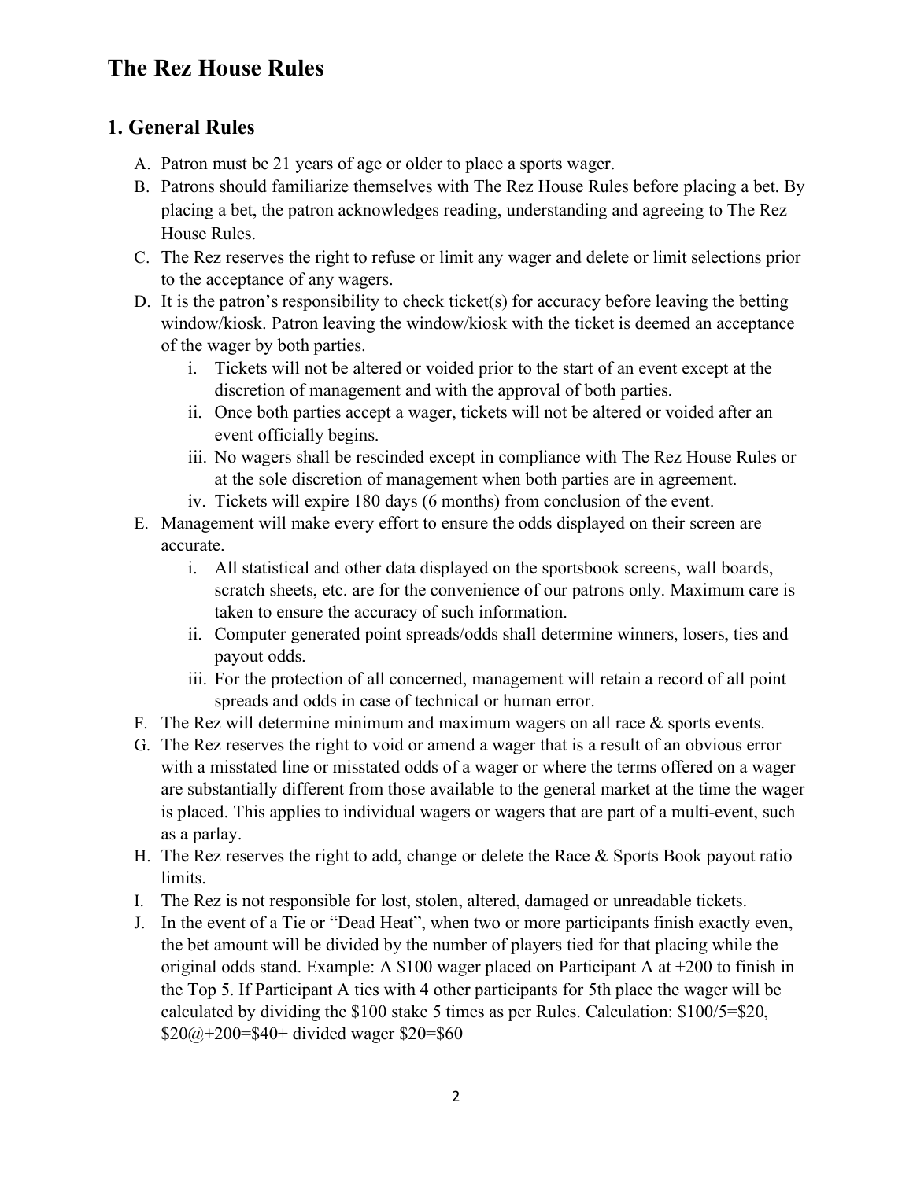# The Rez House Rules

## 1. General Rules

A. Patron must be 21 years of age or older to place a sports wager.

B. Patrons should familiarize themselves with The Rez House Rules before placing a bet. By placing a bet, the patron acknowledges reading, understanding and agreeing to The Rez House Rules.

C. The Rez reserves the right to refuse or limit any wager and delete or limit selections prior to the acceptance of any wagers.

D. It is the patron's responsibility to check ticket(s) for accuracy before leaving the betting window/kiosk. Patron leaving the window/kiosk with the ticket is deemed an acceptance of the wager by both parties.

   i. Tickets will not be altered or voided prior to the start of an event except at the discretion of management and with the approval of both parties.

   ii. Once both parties accept a wager, tickets will not be altered or voided after an event officially begins.

   iii. No wagers shall be rescinded except in compliance with The Rez House Rules or at the sole discretion of management when both parties are in agreement.

   iv. Tickets will expire 180 days (6 months) from conclusion of the event.

E. Management will make every effort to ensure the odds displayed on their screen are accurate.

   i. All statistical and other data displayed on the sportsbook screens, wall boards, scratch sheets, etc. are for the convenience of our patrons only. Maximum care is taken to ensure the accuracy of such information.

   ii. Computer generated point spreads/odds shall determine winners, losers, ties and payout odds.

   iii. For the protection of all concerned, management will retain a record of all point spreads and odds in case of technical or human error.

F. The Rez will determine minimum and maximum wagers on all race & sports events.

G. The Rez reserves the right to void or amend a wager that is a result of an obvious error with a misstated line or misstated odds of a wager or where the terms offered on a wager are substantially different from those available to the general market at the time the wager is placed. This applies to individual wagers or wagers that are part of a multi-event, such as a parlay.

H. The Rez reserves the right to add, change or delete the Race & Sports Book payout ratio limits.

I. The Rez is not responsible for lost, stolen, altered, damaged or unreadable tickets.

J. In the event of a Tie or "Dead Heat", when two or more participants finish exactly even, the bet amount will be divided by the number of players tied for that placing while the original odds stand. Example: A $100 wager placed on Participant A at +200 to finish in the Top 5. If Participant A ties with 4 other participants for 5th place the wager will be calculated by dividing the $100 stake 5 times as per Rules. Calculation: $100/5=$20, $20@+200=$40+ divided wager $20=$60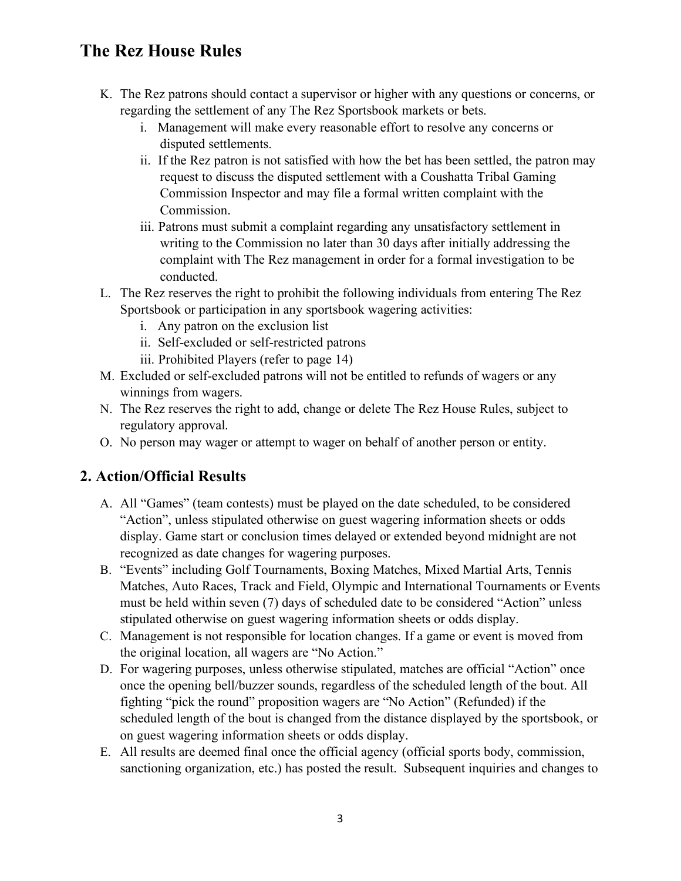K. The Rez patrons should contact a supervisor or higher with any questions or concerns, or regarding the settlement of any The Rez Sportsbook markets or bets.
   i. Management will make every reasonable effort to resolve any concerns or disputed settlements.
   ii. If the Rez patron is not satisfied with how the bet has been settled, the patron may request to discuss the disputed settlement with a Coushatta Tribal Gaming Commission Inspector and may file a formal written complaint with the Commission.
   iii. Patrons must submit a complaint regarding any unsatisfactory settlement in writing to the Commission no later than 30 days after initially addressing the complaint with The Rez management in order for a formal investigation to be conducted.

L. The Rez reserves the right to prohibit the following individuals from entering The Rez Sportsbook or participation in any sportsbook wagering activities:
   i. Any patron on the exclusion list
   ii. Self-excluded or self-restricted patrons
   iii. Prohibited Players (refer to page 14)

M. Excluded or self-excluded patrons will not be entitled to refunds of wagers or any winnings from wagers.

N. The Rez reserves the right to add, change or delete The Rez House Rules, subject to regulatory approval.

O. No person may wager or attempt to wager on behalf of another person or entity.

## 2. Action/Official Results

A. All "Games" (team contests) must be played on the date scheduled, to be considered "Action", unless stipulated otherwise on guest wagering information sheets or odds display. Game start or conclusion times delayed or extended beyond midnight are not recognized as date changes for wagering purposes.

B. "Events" including Golf Tournaments, Boxing Matches, Mixed Martial Arts, Tennis Matches, Auto Races, Track and Field, Olympic and International Tournaments or Events must be held within seven (7) days of scheduled date to be considered "Action" unless stipulated otherwise on guest wagering information sheets or odds display.

C. Management is not responsible for location changes. If a game or event is moved from the original location, all wagers are "No Action."

D. For wagering purposes, unless otherwise stipulated, matches are official "Action" once once the opening bell/buzzer sounds, regardless of the scheduled length of the bout. All fighting "pick the round" proposition wagers are "No Action" (Refunded) if the scheduled length of the bout is changed from the distance displayed by the sportsbook, or on guest wagering information sheets or odds display.

E. All results are deemed final once the official agency (official sports body, commission, sanctioning organization, etc.) has posted the result. Subsequent inquiries and changes to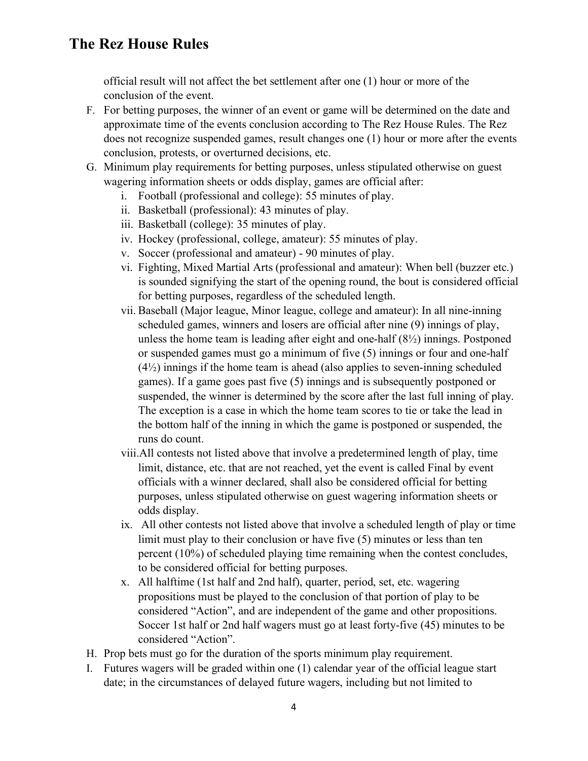official result will not affect the bet settlement after one (1) hour or more of the conclusion of the event.

F. For betting purposes, the winner of an event or game will be determined on the date and approximate time of the events conclusion according to The Rez House Rules. The Rez does not recognize suspended games, result changes one (1) hour or more after the events conclusion, protests, or overturned decisions, etc.

G. Minimum play requirements for betting purposes, unless stipulated otherwise on guest wagering information sheets or odds display, games are official after:
   i. Football (professional and college): 55 minutes of play.
   ii. Basketball (professional): 43 minutes of play.
   iii. Basketball (college): 35 minutes of play.
   iv. Hockey (professional, college, amateur): 55 minutes of play.
   v. Soccer (professional and amateur) - 90 minutes of play.
   vi. Fighting, Mixed Martial Arts (professional and amateur): When bell (buzzer etc.) is sounded signifying the start of the opening round, the bout is considered official for betting purposes, regardless of the scheduled length.
   vii. Baseball (Major league, Minor league, college and amateur): In all nine-inning scheduled games, winners and losers are official after nine (9) innings of play, unless the home team is leading after eight and one-half (8½) innings. Postponed or suspended games must go a minimum of five (5) innings or four and one-half (4½) innings if the home team is ahead (also applies to seven-inning scheduled games). If a game goes past five (5) innings and is subsequently postponed or suspended, the winner is determined by the score after the last full inning of play. The exception is a case in which the home team scores to tie or take the lead in the bottom half of the inning in which the game is postponed or suspended, the runs do count.
   viii. All contests not listed above that involve a predetermined length of play, time limit, distance, etc. that are not reached, yet the event is called Final by event officials with a winner declared, shall also be considered official for betting purposes, unless stipulated otherwise on guest wagering information sheets or odds display.
   ix. All other contests not listed above that involve a scheduled length of play or time limit must play to their conclusion or have five (5) minutes or less than ten percent (10%) of scheduled playing time remaining when the contest concludes, to be considered official for betting purposes.
   x. All halftime (1st half and 2nd half), quarter, period, set, etc. wagering propositions must be played to the conclusion of that portion of play to be considered "Action", and are independent of the game and other propositions. Soccer 1st half or 2nd half wagers must go at least forty-five (45) minutes to be considered "Action".

H. Prop bets must go for the duration of the sports minimum play requirement.

I. Futures wagers will be graded within one (1) calendar year of the official league start date; in the circumstances of delayed future wagers, including but not limited to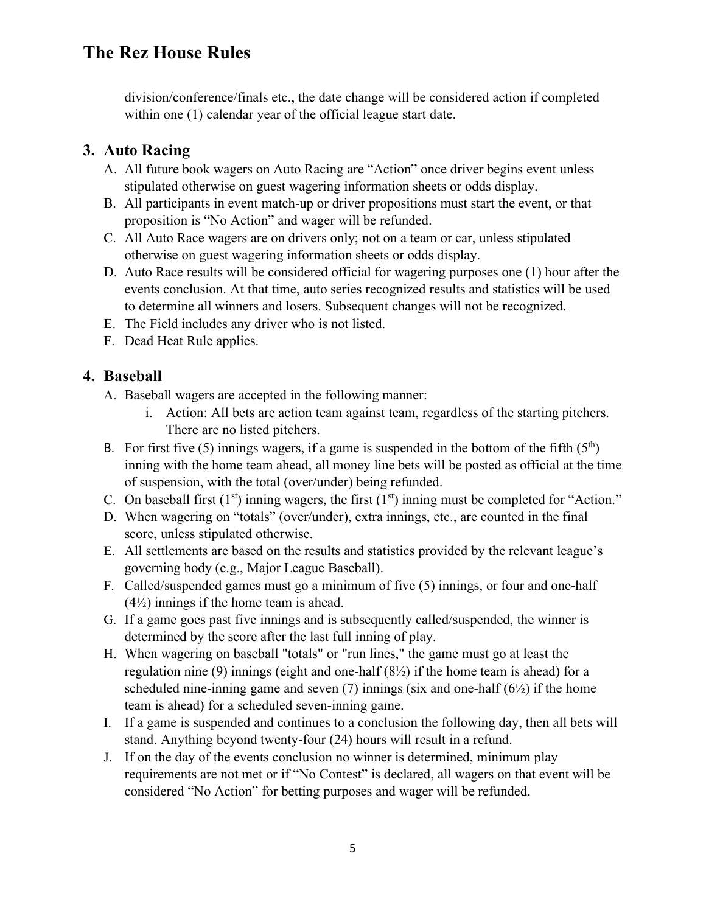division/conference/finals etc., the date change will be considered action if completed within one (1) calendar year of the official league start date.

## 3. Auto Racing

A. All future book wagers on Auto Racing are "Action" once driver begins event unless stipulated otherwise on guest wagering information sheets or odds display.

B. All participants in event match-up or driver propositions must start the event, or that proposition is "No Action" and wager will be refunded.

C. All Auto Race wagers are on drivers only; not on a team or car, unless stipulated otherwise on guest wagering information sheets or odds display.

D. Auto Race results will be considered official for wagering purposes one (1) hour after the events conclusion. At that time, auto series recognized results and statistics will be used to determine all winners and losers. Subsequent changes will not be recognized.

E. The Field includes any driver who is not listed.

F. Dead Heat Rule applies.

## 4. Baseball

A. Baseball wagers are accepted in the following manner:

   i. Action: All bets are action team against team, regardless of the starting pitchers. There are no listed pitchers.

B. For first five (5) innings wagers, if a game is suspended in the bottom of the fifth (5th) inning with the home team ahead, all money line bets will be posted as official at the time of suspension, with the total (over/under) being refunded.

C. On baseball first (1st) inning wagers, the first (1st) inning must be completed for "Action."

D. When wagering on "totals" (over/under), extra innings, etc., are counted in the final score, unless stipulated otherwise.

E. All settlements are based on the results and statistics provided by the relevant league's governing body (e.g., Major League Baseball).

F. Called/suspended games must go a minimum of five (5) innings, or four and one-half (4½) innings if the home team is ahead.

G. If a game goes past five innings and is subsequently called/suspended, the winner is determined by the score after the last full inning of play.

H. When wagering on baseball "totals" or "run lines," the game must go at least the regulation nine (9) innings (eight and one-half (8½) if the home team is ahead) for a scheduled nine-inning game and seven (7) innings (six and one-half (6½) if the home team is ahead) for a scheduled seven-inning game.

I. If a game is suspended and continues to a conclusion the following day, then all bets will stand. Anything beyond twenty-four (24) hours will result in a refund.

J. If on the day of the events conclusion no winner is determined, minimum play requirements are not met or if "No Contest" is declared, all wagers on that event will be considered "No Action" for betting purposes and wager will be refunded.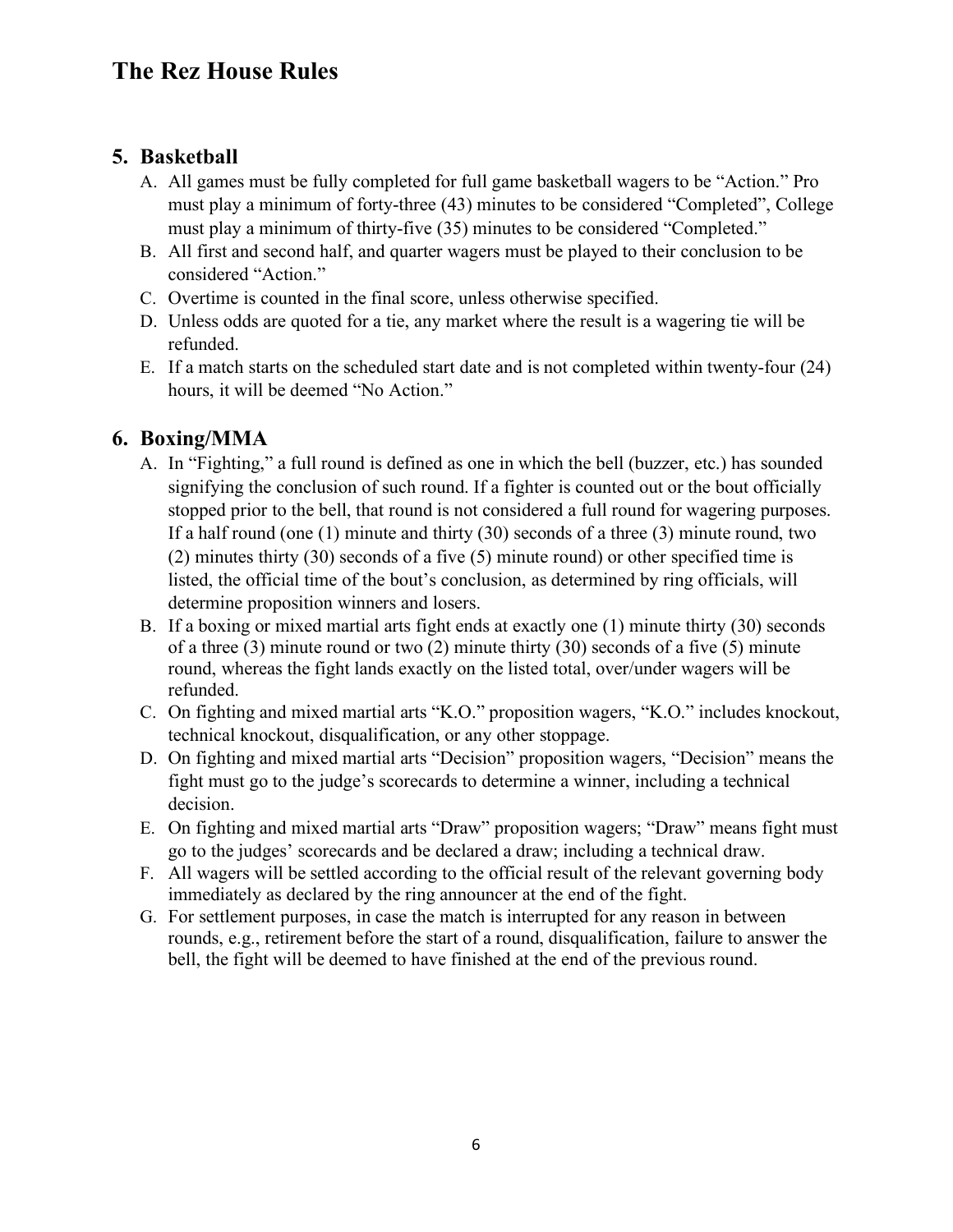## 5. Basketball

A. All games must be fully completed for full game basketball wagers to be "Action." Pro must play a minimum of forty-three (43) minutes to be considered "Completed", College must play a minimum of thirty-five (35) minutes to be considered "Completed."

B. All first and second half, and quarter wagers must be played to their conclusion to be considered "Action."

C. Overtime is counted in the final score, unless otherwise specified.

D. Unless odds are quoted for a tie, any market where the result is a wagering tie will be refunded.

E. If a match starts on the scheduled start date and is not completed within twenty-four (24) hours, it will be deemed "No Action."

## 6. Boxing/MMA

A. In "Fighting," a full round is defined as one in which the bell (buzzer, etc.) has sounded signifying the conclusion of such round. If a fighter is counted out or the bout officially stopped prior to the bell, that round is not considered a full round for wagering purposes. If a half round (one (1) minute and thirty (30) seconds of a three (3) minute round, two (2) minutes thirty (30) seconds of a five (5) minute round) or other specified time is listed, the official time of the bout's conclusion, as determined by ring officials, will determine proposition winners and losers.

B. If a boxing or mixed martial arts fight ends at exactly one (1) minute thirty (30) seconds of a three (3) minute round or two (2) minute thirty (30) seconds of a five (5) minute round, whereas the fight lands exactly on the listed total, over/under wagers will be refunded.

C. On fighting and mixed martial arts "K.O." proposition wagers, "K.O." includes knockout, technical knockout, disqualification, or any other stoppage.

D. On fighting and mixed martial arts "Decision" proposition wagers, "Decision" means the fight must go to the judge's scorecards to determine a winner, including a technical decision.

E. On fighting and mixed martial arts "Draw" proposition wagers; "Draw" means fight must go to the judges' scorecards and be declared a draw; including a technical draw.

F. All wagers will be settled according to the official result of the relevant governing body immediately as declared by the ring announcer at the end of the fight.

G. For settlement purposes, in case the match is interrupted for any reason in between rounds, e.g., retirement before the start of a round, disqualification, failure to answer the bell, the fight will be deemed to have finished at the end of the previous round.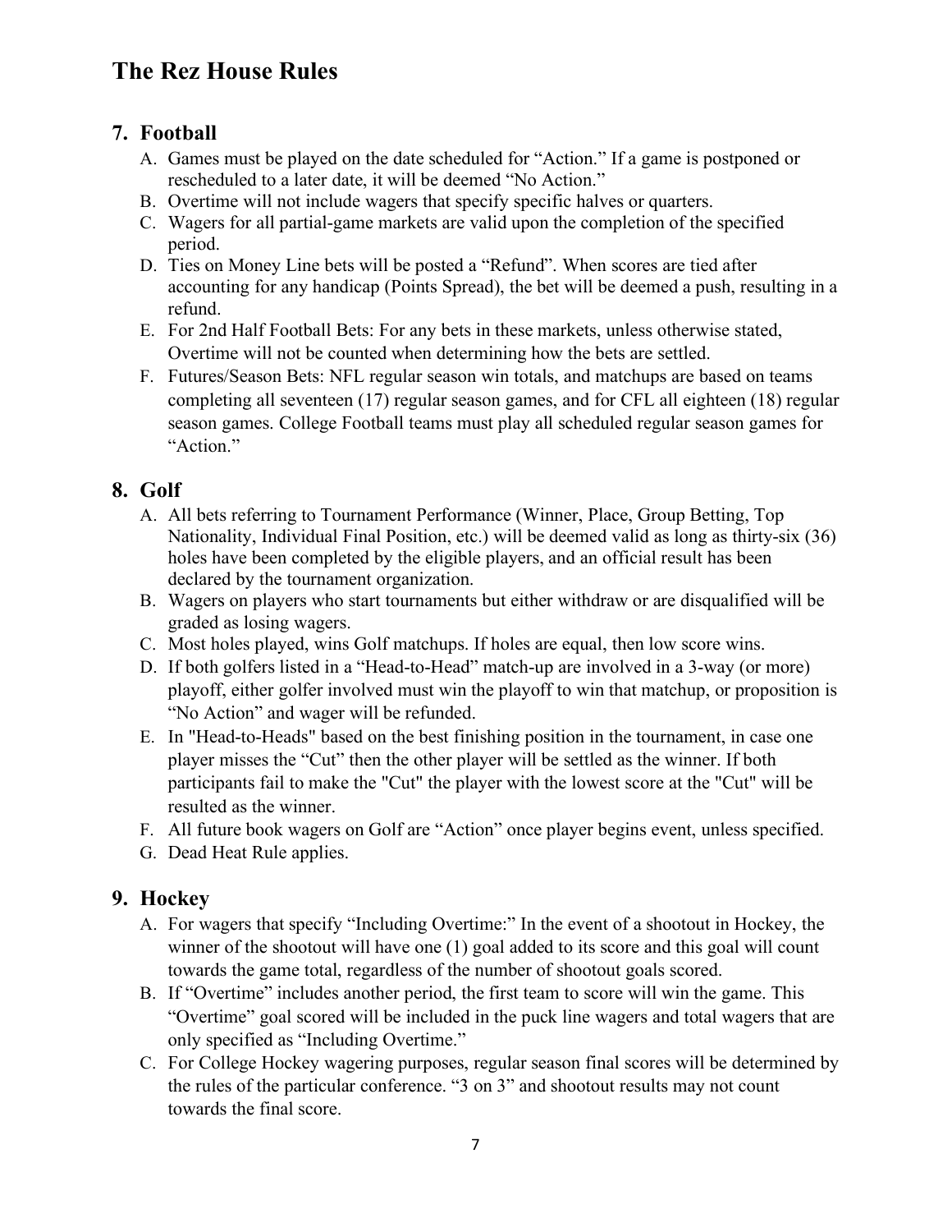# The Rez House Rules

## 7. Football

A. Games must be played on the date scheduled for "Action." If a game is postponed or rescheduled to a later date, it will be deemed "No Action."
B. Overtime will not include wagers that specify specific halves or quarters.
C. Wagers for all partial-game markets are valid upon the completion of the specified period.
D. Ties on Money Line bets will be posted a "Refund". When scores are tied after accounting for any handicap (Points Spread), the bet will be deemed a push, resulting in a refund.
E. For 2nd Half Football Bets: For any bets in these markets, unless otherwise stated, Overtime will not be counted when determining how the bets are settled.
F. Futures/Season Bets: NFL regular season win totals, and matchups are based on teams completing all seventeen (17) regular season games, and for CFL all eighteen (18) regular season games. College Football teams must play all scheduled regular season games for "Action."

## 8. Golf

A. All bets referring to Tournament Performance (Winner, Place, Group Betting, Top Nationality, Individual Final Position, etc.) will be deemed valid as long as thirty-six (36) holes have been completed by the eligible players, and an official result has been declared by the tournament organization.
B. Wagers on players who start tournaments but either withdraw or are disqualified will be graded as losing wagers.
C. Most holes played, wins Golf matchups. If holes are equal, then low score wins.
D. If both golfers listed in a "Head-to-Head" match-up are involved in a 3-way (or more) playoff, either golfer involved must win the playoff to win that matchup, or proposition is "No Action" and wager will be refunded.
E. In "Head-to-Heads" based on the best finishing position in the tournament, in case one player misses the "Cut" then the other player will be settled as the winner. If both participants fail to make the "Cut" the player with the lowest score at the "Cut" will be resulted as the winner.
F. All future book wagers on Golf are "Action" once player begins event, unless specified.
G. Dead Heat Rule applies.

## 9. Hockey

A. For wagers that specify "Including Overtime:" In the event of a shootout in Hockey, the winner of the shootout will have one (1) goal added to its score and this goal will count towards the game total, regardless of the number of shootout goals scored.
B. If "Overtime" includes another period, the first team to score will win the game. This "Overtime" goal scored will be included in the puck line wagers and total wagers that are only specified as "Including Overtime."
C. For College Hockey wagering purposes, regular season final scores will be determined by the rules of the particular conference. "3 on 3" and shootout results may not count towards the final score.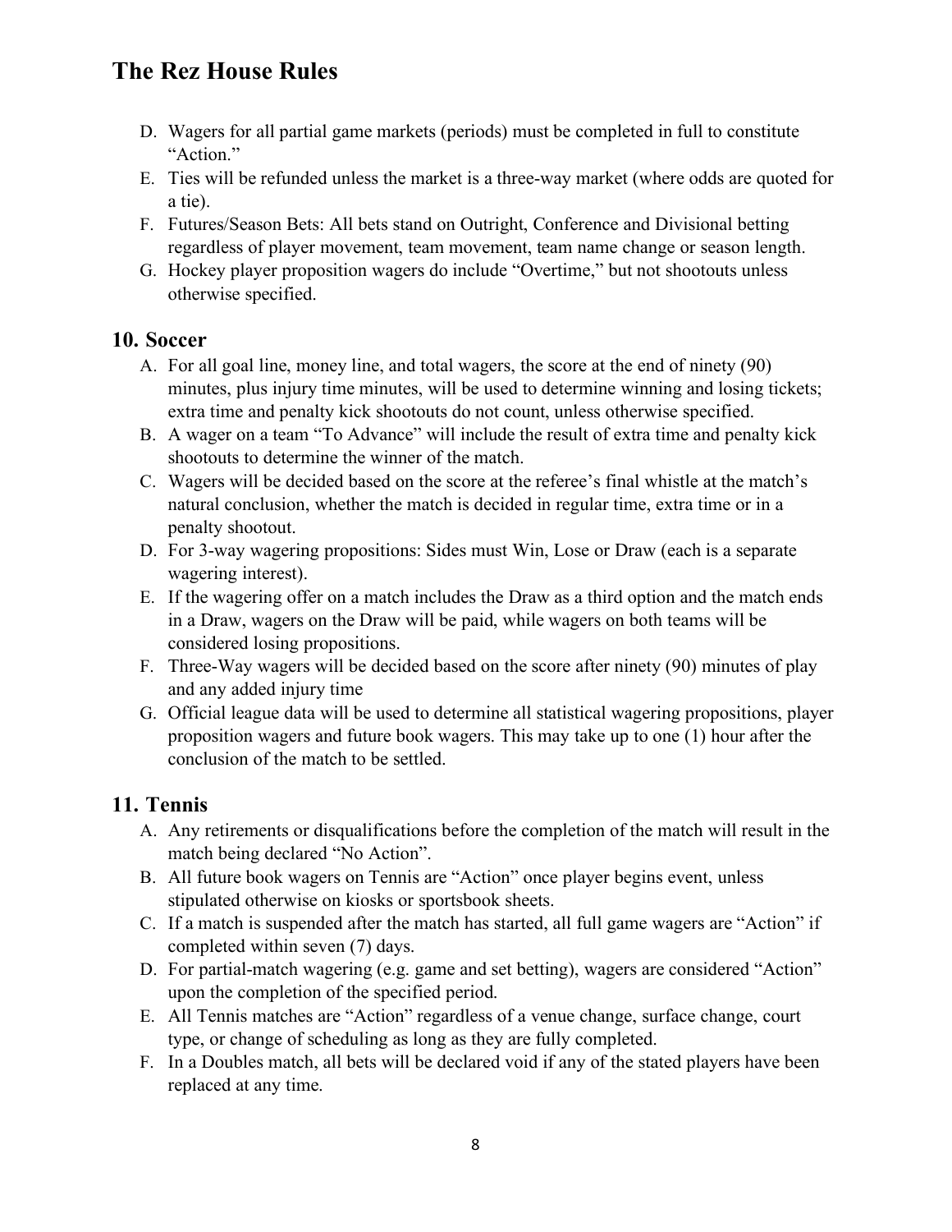D. Wagers for all partial game markets (periods) must be completed in full to constitute "Action."
E. Ties will be refunded unless the market is a three-way market (where odds are quoted for a tie).
F. Futures/Season Bets: All bets stand on Outright, Conference and Divisional betting regardless of player movement, team movement, team name change or season length.
G. Hockey player proposition wagers do include "Overtime," but not shootouts unless otherwise specified.

## 10. Soccer

A. For all goal line, money line, and total wagers, the score at the end of ninety (90) minutes, plus injury time minutes, will be used to determine winning and losing tickets; extra time and penalty kick shootouts do not count, unless otherwise specified.
B. A wager on a team "To Advance" will include the result of extra time and penalty kick shootouts to determine the winner of the match.
C. Wagers will be decided based on the score at the referee's final whistle at the match's natural conclusion, whether the match is decided in regular time, extra time or in a penalty shootout.
D. For 3-way wagering propositions: Sides must Win, Lose or Draw (each is a separate wagering interest).
E. If the wagering offer on a match includes the Draw as a third option and the match ends in a Draw, wagers on the Draw will be paid, while wagers on both teams will be considered losing propositions.
F. Three-Way wagers will be decided based on the score after ninety (90) minutes of play and any added injury time
G. Official league data will be used to determine all statistical wagering propositions, player proposition wagers and future book wagers. This may take up to one (1) hour after the conclusion of the match to be settled.

## 11. Tennis

A. Any retirements or disqualifications before the completion of the match will result in the match being declared "No Action".
B. All future book wagers on Tennis are "Action" once player begins event, unless stipulated otherwise on kiosks or sportsbook sheets.
C. If a match is suspended after the match has started, all full game wagers are "Action" if completed within seven (7) days.
D. For partial-match wagering (e.g. game and set betting), wagers are considered "Action" upon the completion of the specified period.
E. All Tennis matches are "Action" regardless of a venue change, surface change, court type, or change of scheduling as long as they are fully completed.
F. In a Doubles match, all bets will be declared void if any of the stated players have been replaced at any time.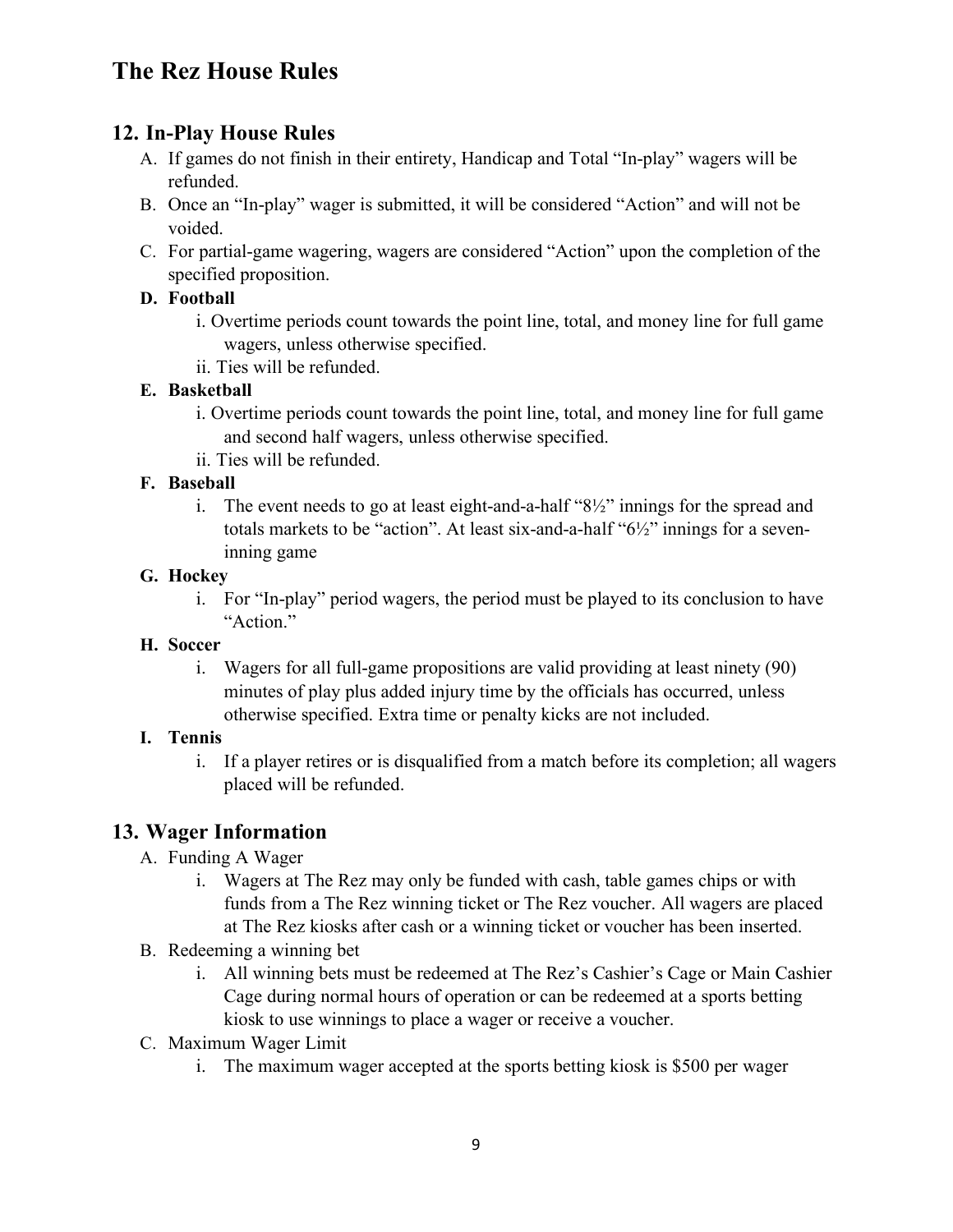# The Rez House Rules

## 12. In-Play House Rules

A. If games do not finish in their entirety, Handicap and Total "In-play" wagers will be refunded.

B. Once an "In-play" wager is submitted, it will be considered "Action" and will not be voided.

C. For partial-game wagering, wagers are considered "Action" upon the completion of the specified proposition.

**D. Football**

i. Overtime periods count towards the point line, total, and money line for full game wagers, unless otherwise specified.

ii. Ties will be refunded.

**E. Basketball**

i. Overtime periods count towards the point line, total, and money line for full game and second half wagers, unless otherwise specified.

ii. Ties will be refunded.

**F. Baseball**

i. The event needs to go at least eight-and-a-half "8½" innings for the spread and totals markets to be "action". At least six-and-a-half "6½" innings for a seven-inning game

**G. Hockey**

i. For "In-play" period wagers, the period must be played to its conclusion to have "Action."

**H. Soccer**

i. Wagers for all full-game propositions are valid providing at least ninety (90) minutes of play plus added injury time by the officials has occurred, unless otherwise specified. Extra time or penalty kicks are not included.

**I. Tennis**

i. If a player retires or is disqualified from a match before its completion; all wagers placed will be refunded.

## 13. Wager Information

A. Funding A Wager

i. Wagers at The Rez may only be funded with cash, table games chips or with funds from a The Rez winning ticket or The Rez voucher. All wagers are placed at The Rez kiosks after cash or a winning ticket or voucher has been inserted.

B. Redeeming a winning bet

i. All winning bets must be redeemed at The Rez's Cashier's Cage or Main Cashier Cage during normal hours of operation or can be redeemed at a sports betting kiosk to use winnings to place a wager or receive a voucher.

C. Maximum Wager Limit

i. The maximum wager accepted at the sports betting kiosk is $500 per wager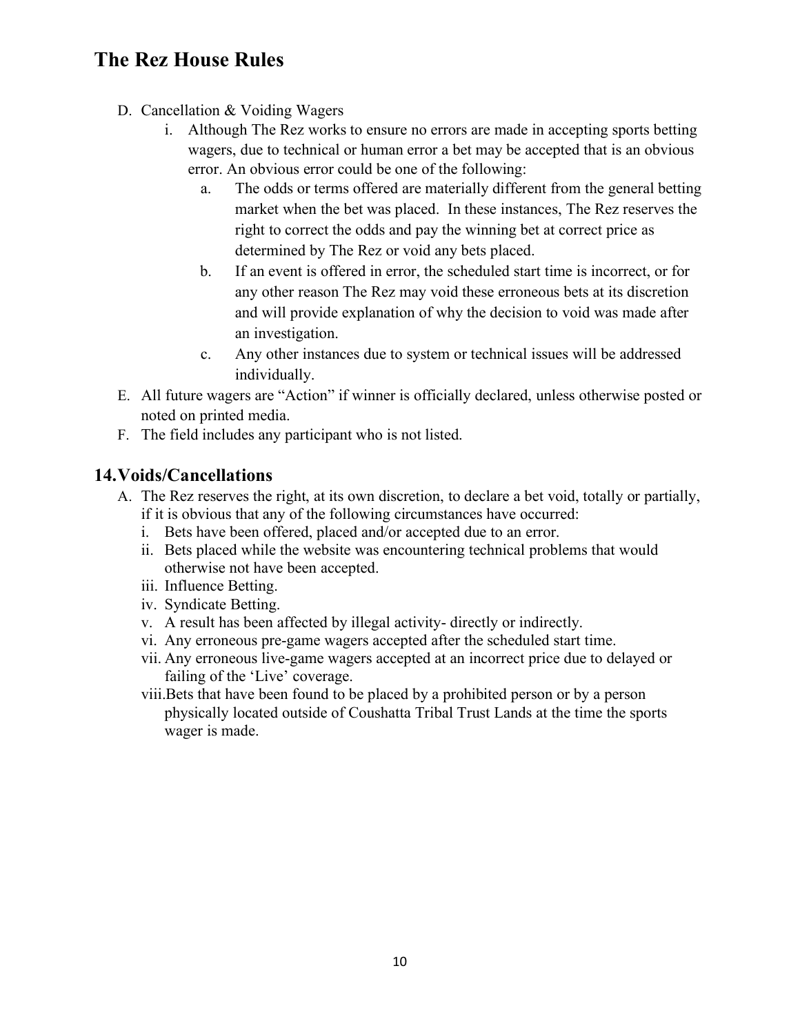D. Cancellation & Voiding Wagers

   i. Although The Rez works to ensure no errors are made in accepting sports betting wagers, due to technical or human error a bet may be accepted that is an obvious error. An obvious error could be one of the following:

      a. The odds or terms offered are materially different from the general betting market when the bet was placed. In these instances, The Rez reserves the right to correct the odds and pay the winning bet at correct price as determined by The Rez or void any bets placed.

      b. If an event is offered in error, the scheduled start time is incorrect, or for any other reason The Rez may void these erroneous bets at its discretion and will provide explanation of why the decision to void was made after an investigation.

      c. Any other instances due to system or technical issues will be addressed individually.

E. All future wagers are "Action" if winner is officially declared, unless otherwise posted or noted on printed media.

F. The field includes any participant who is not listed.

## 14. Voids/Cancellations

A. The Rez reserves the right, at its own discretion, to declare a bet void, totally or partially, if it is obvious that any of the following circumstances have occurred:

   i. Bets have been offered, placed and/or accepted due to an error.

   ii. Bets placed while the website was encountering technical problems that would otherwise not have been accepted.

   iii. Influence Betting.

   iv. Syndicate Betting.

   v. A result has been affected by illegal activity- directly or indirectly.

   vi. Any erroneous pre-game wagers accepted after the scheduled start time.

   vii. Any erroneous live-game wagers accepted at an incorrect price due to delayed or failing of the 'Live' coverage.

   viii. Bets that have been found to be placed by a prohibited person or by a person physically located outside of Coushatta Tribal Trust Lands at the time the sports wager is made.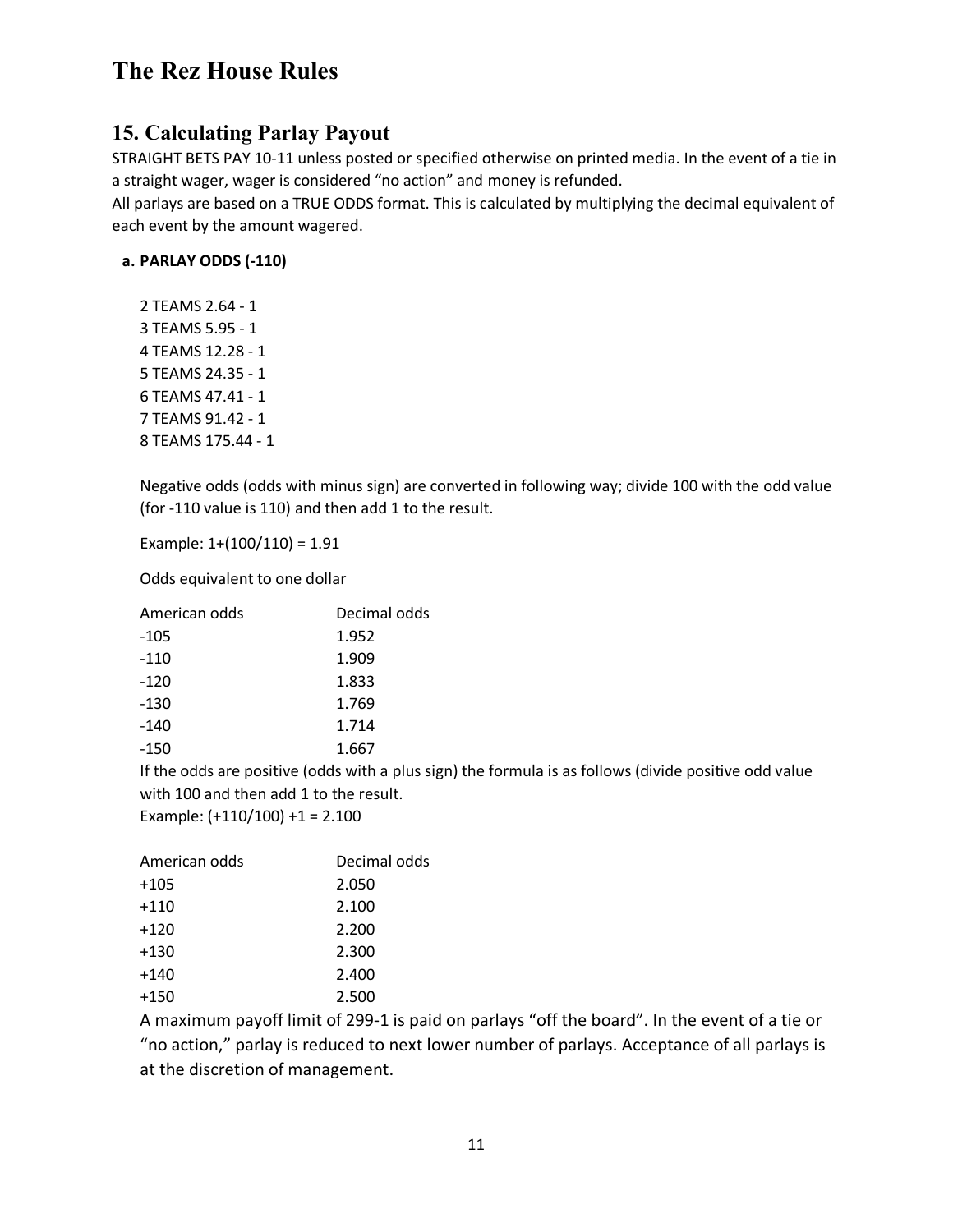# The Rez House Rules

## 15. Calculating Parlay Payout

STRAIGHT BETS PAY 10-11 unless posted or specified otherwise on printed media. In the event of a tie in a straight wager, wager is considered "no action" and money is refunded.
All parlays are based on a TRUE ODDS format. This is calculated by multiplying the decimal equivalent of each event by the amount wagered.

**a. PARLAY ODDS (-110)**

2 TEAMS 2.64 - 1
3 TEAMS 5.95 - 1
4 TEAMS 12.28 - 1
5 TEAMS 24.35 - 1
6 TEAMS 47.41 - 1
7 TEAMS 91.42 - 1
8 TEAMS 175.44 - 1

Negative odds (odds with minus sign) are converted in following way; divide 100 with the odd value (for -110 value is 110) and then add 1 to the result.

Example: 1+(100/110) = 1.91

Odds equivalent to one dollar

| American odds | Decimal odds |
|---|---|
| -105 | 1.952 |
| -110 | 1.909 |
| -120 | 1.833 |
| -130 | 1.769 |
| -140 | 1.714 |
| -150 | 1.667 |

If the odds are positive (odds with a plus sign) the formula is as follows (divide positive odd value with 100 and then add 1 to the result.
Example: (+110/100) +1 = 2.100

| American odds | Decimal odds |
|---|---|
| +105 | 2.050 |
| +110 | 2.100 |
| +120 | 2.200 |
| +130 | 2.300 |
| +140 | 2.400 |
| +150 | 2.500 |

A maximum payoff limit of 299-1 is paid on parlays "off the board". In the event of a tie or "no action," parlay is reduced to next lower number of parlays. Acceptance of all parlays is at the discretion of management.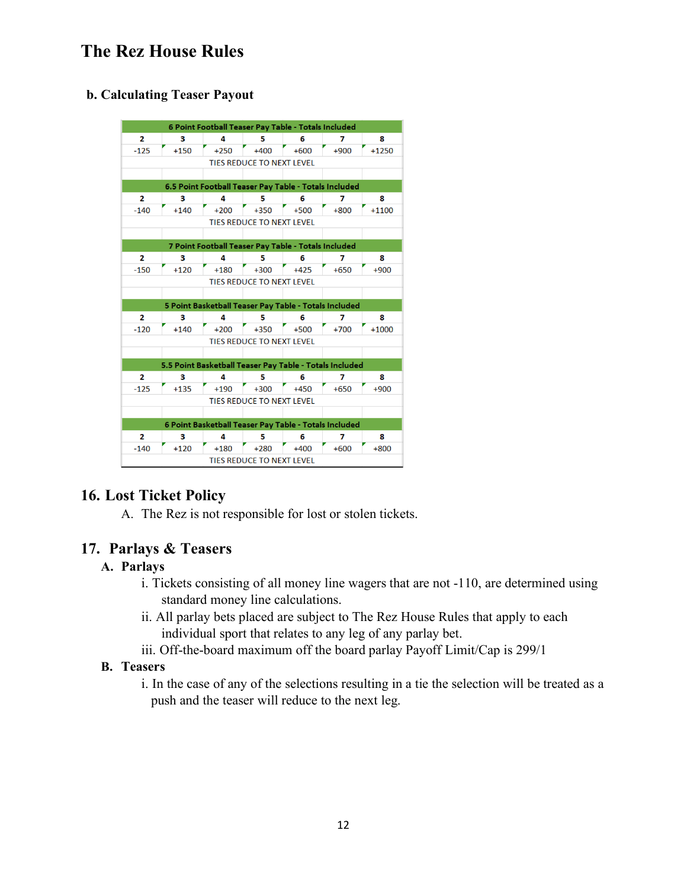# The Rez House Rules

### b. Calculating Teaser Payout

| 6 Point Football Teaser Pay Table - Totals Included | | | | | | |
|---|---|---|---|---|---|---|
| 2 | 3 | 4 | 5 | 6 | 7 | 8 |
| -125 | +150 | +250 | +400 | +600 | +900 | +1250 |
| TIES REDUCE TO NEXT LEVEL | | | | | | |

| 6.5 Point Football Teaser Pay Table - Totals Included | | | | | | |
|---|---|---|---|---|---|---|
| 2 | 3 | 4 | 5 | 6 | 7 | 8 |
| -140 | +140 | +200 | +350 | +500 | +800 | +1100 |
| TIES REDUCE TO NEXT LEVEL | | | | | | |

| 7 Point Football Teaser Pay Table - Totals Included | | | | | | |
|---|---|---|---|---|---|---|
| 2 | 3 | 4 | 5 | 6 | 7 | 8 |
| -150 | +120 | +180 | +300 | +425 | +650 | +900 |
| TIES REDUCE TO NEXT LEVEL | | | | | | |

| 5 Point Basketball Teaser Pay Table - Totals Included | | | | | | |
|---|---|---|---|---|---|---|
| 2 | 3 | 4 | 5 | 6 | 7 | 8 |
| -120 | +140 | +200 | +350 | +500 | +700 | +1000 |
| TIES REDUCE TO NEXT LEVEL | | | | | | |

| 5.5 Point Basketball Teaser Pay Table - Totals Included | | | | | | |
|---|---|---|---|---|---|---|
| 2 | 3 | 4 | 5 | 6 | 7 | 8 |
| -125 | +135 | +190 | +300 | +450 | +650 | +900 |
| TIES REDUCE TO NEXT LEVEL | | | | | | |

| 6 Point Basketball Teaser Pay Table - Totals Included | | | | | | |
|---|---|---|---|---|---|---|
| 2 | 3 | 4 | 5 | 6 | 7 | 8 |
| -140 | +120 | +180 | +280 | +400 | +600 | +800 |
| TIES REDUCE TO NEXT LEVEL | | | | | | |

## 16. Lost Ticket Policy

A. The Rez is not responsible for lost or stolen tickets.

## 17. Parlays & Teasers

### A. Parlays

i. Tickets consisting of all money line wagers that are not -110, are determined using standard money line calculations.

ii. All parlay bets placed are subject to The Rez House Rules that apply to each individual sport that relates to any leg of any parlay bet.

iii. Off-the-board maximum off the board parlay Payoff Limit/Cap is 299/1

### B. Teasers

i. In the case of any of the selections resulting in a tie the selection will be treated as a push and the teaser will reduce to the next leg.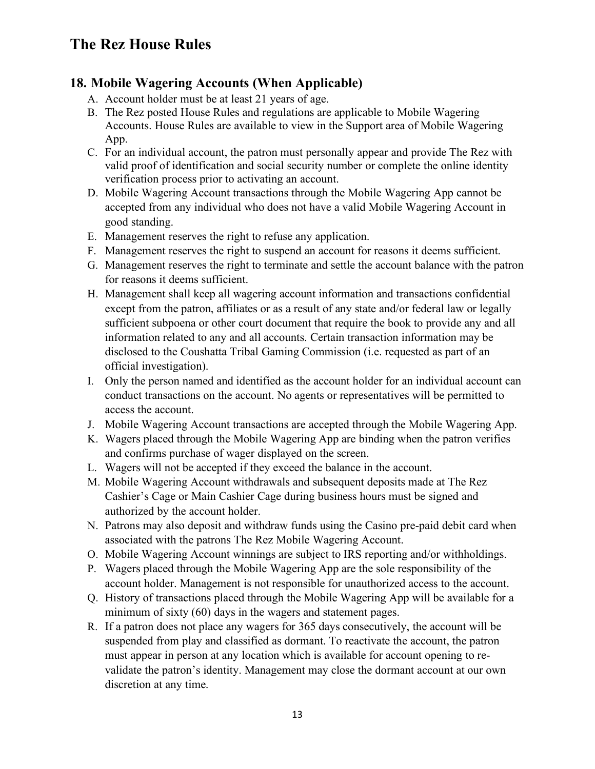## 18. Mobile Wagering Accounts (When Applicable)

A. Account holder must be at least 21 years of age.

B. The Rez posted House Rules and regulations are applicable to Mobile Wagering Accounts. House Rules are available to view in the Support area of Mobile Wagering App.

C. For an individual account, the patron must personally appear and provide The Rez with valid proof of identification and social security number or complete the online identity verification process prior to activating an account.

D. Mobile Wagering Account transactions through the Mobile Wagering App cannot be accepted from any individual who does not have a valid Mobile Wagering Account in good standing.

E. Management reserves the right to refuse any application.

F. Management reserves the right to suspend an account for reasons it deems sufficient.

G. Management reserves the right to terminate and settle the account balance with the patron for reasons it deems sufficient.

H. Management shall keep all wagering account information and transactions confidential except from the patron, affiliates or as a result of any state and/or federal law or legally sufficient subpoena or other court document that require the book to provide any and all information related to any and all accounts. Certain transaction information may be disclosed to the Coushatta Tribal Gaming Commission (i.e. requested as part of an official investigation).

I. Only the person named and identified as the account holder for an individual account can conduct transactions on the account. No agents or representatives will be permitted to access the account.

J. Mobile Wagering Account transactions are accepted through the Mobile Wagering App.

K. Wagers placed through the Mobile Wagering App are binding when the patron verifies and confirms purchase of wager displayed on the screen.

L. Wagers will not be accepted if they exceed the balance in the account.

M. Mobile Wagering Account withdrawals and subsequent deposits made at The Rez Cashier's Cage or Main Cashier Cage during business hours must be signed and authorized by the account holder.

N. Patrons may also deposit and withdraw funds using the Casino pre-paid debit card when associated with the patrons The Rez Mobile Wagering Account.

O. Mobile Wagering Account winnings are subject to IRS reporting and/or withholdings.

P. Wagers placed through the Mobile Wagering App are the sole responsibility of the account holder. Management is not responsible for unauthorized access to the account.

Q. History of transactions placed through the Mobile Wagering App will be available for a minimum of sixty (60) days in the wagers and statement pages.

R. If a patron does not place any wagers for 365 days consecutively, the account will be suspended from play and classified as dormant. To reactivate the account, the patron must appear in person at any location which is available for account opening to re-validate the patron's identity. Management may close the dormant account at our own discretion at any time.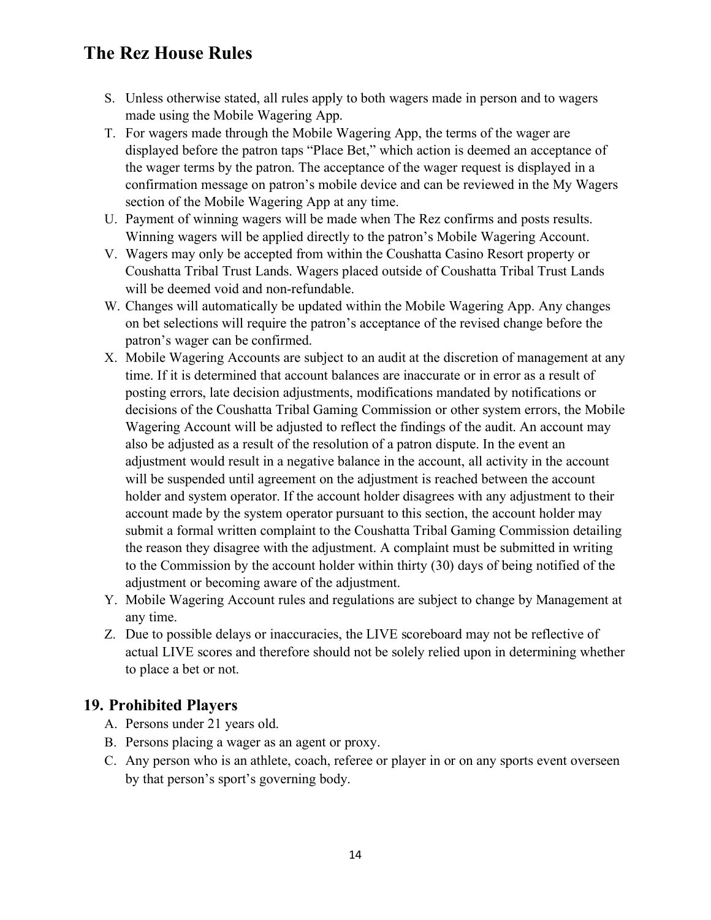S. Unless otherwise stated, all rules apply to both wagers made in person and to wagers made using the Mobile Wagering App.

T. For wagers made through the Mobile Wagering App, the terms of the wager are displayed before the patron taps "Place Bet," which action is deemed an acceptance of the wager terms by the patron. The acceptance of the wager request is displayed in a confirmation message on patron's mobile device and can be reviewed in the My Wagers section of the Mobile Wagering App at any time.

U. Payment of winning wagers will be made when The Rez confirms and posts results. Winning wagers will be applied directly to the patron's Mobile Wagering Account.

V. Wagers may only be accepted from within the Coushatta Casino Resort property or Coushatta Tribal Trust Lands. Wagers placed outside of Coushatta Tribal Trust Lands will be deemed void and non-refundable.

W. Changes will automatically be updated within the Mobile Wagering App. Any changes on bet selections will require the patron's acceptance of the revised change before the patron's wager can be confirmed.

X. Mobile Wagering Accounts are subject to an audit at the discretion of management at any time. If it is determined that account balances are inaccurate or in error as a result of posting errors, late decision adjustments, modifications mandated by notifications or decisions of the Coushatta Tribal Gaming Commission or other system errors, the Mobile Wagering Account will be adjusted to reflect the findings of the audit. An account may also be adjusted as a result of the resolution of a patron dispute. In the event an adjustment would result in a negative balance in the account, all activity in the account will be suspended until agreement on the adjustment is reached between the account holder and system operator. If the account holder disagrees with any adjustment to their account made by the system operator pursuant to this section, the account holder may submit a formal written complaint to the Coushatta Tribal Gaming Commission detailing the reason they disagree with the adjustment. A complaint must be submitted in writing to the Commission by the account holder within thirty (30) days of being notified of the adjustment or becoming aware of the adjustment.

Y. Mobile Wagering Account rules and regulations are subject to change by Management at any time.

Z. Due to possible delays or inaccuracies, the LIVE scoreboard may not be reflective of actual LIVE scores and therefore should not be solely relied upon in determining whether to place a bet or not.

## 19. Prohibited Players

A. Persons under 21 years old.

B. Persons placing a wager as an agent or proxy.

C. Any person who is an athlete, coach, referee or player in or on any sports event overseen by that person's sport's governing body.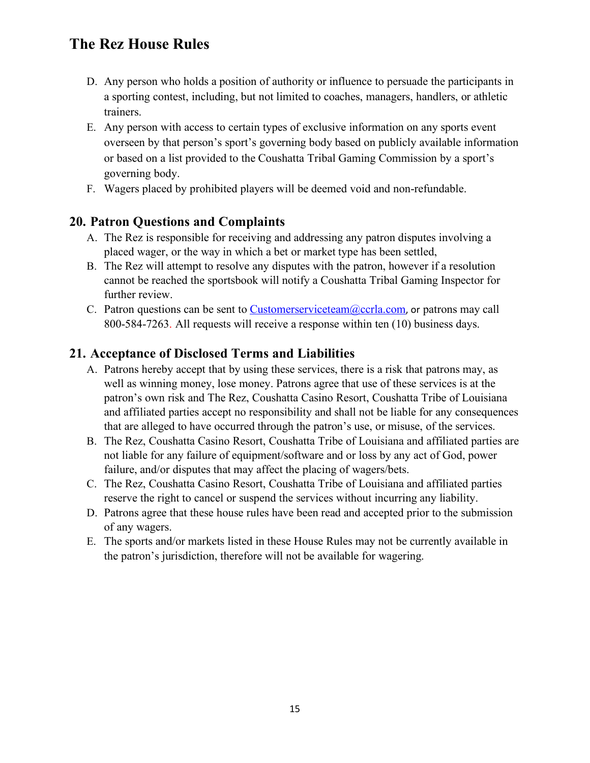D. Any person who holds a position of authority or influence to persuade the participants in a sporting contest, including, but not limited to coaches, managers, handlers, or athletic trainers.

E. Any person with access to certain types of exclusive information on any sports event overseen by that person's sport's governing body based on publicly available information or based on a list provided to the Coushatta Tribal Gaming Commission by a sport's governing body.

F. Wagers placed by prohibited players will be deemed void and non-refundable.

## 20. Patron Questions and Complaints

A. The Rez is responsible for receiving and addressing any patron disputes involving a placed wager, or the way in which a bet or market type has been settled,

B. The Rez will attempt to resolve any disputes with the patron, however if a resolution cannot be reached the sportsbook will notify a Coushatta Tribal Gaming Inspector for further review.

C. Patron questions can be sent to Customerserviceteam@ccrla.com, or patrons may call 800-584-7263. All requests will receive a response within ten (10) business days.

## 21. Acceptance of Disclosed Terms and Liabilities

A. Patrons hereby accept that by using these services, there is a risk that patrons may, as well as winning money, lose money. Patrons agree that use of these services is at the patron's own risk and The Rez, Coushatta Casino Resort, Coushatta Tribe of Louisiana and affiliated parties accept no responsibility and shall not be liable for any consequences that are alleged to have occurred through the patron's use, or misuse, of the services.

B. The Rez, Coushatta Casino Resort, Coushatta Tribe of Louisiana and affiliated parties are not liable for any failure of equipment/software and or loss by any act of God, power failure, and/or disputes that may affect the placing of wagers/bets.

C. The Rez, Coushatta Casino Resort, Coushatta Tribe of Louisiana and affiliated parties reserve the right to cancel or suspend the services without incurring any liability.

D. Patrons agree that these house rules have been read and accepted prior to the submission of any wagers.

E. The sports and/or markets listed in these House Rules may not be currently available in the patron's jurisdiction, therefore will not be available for wagering.